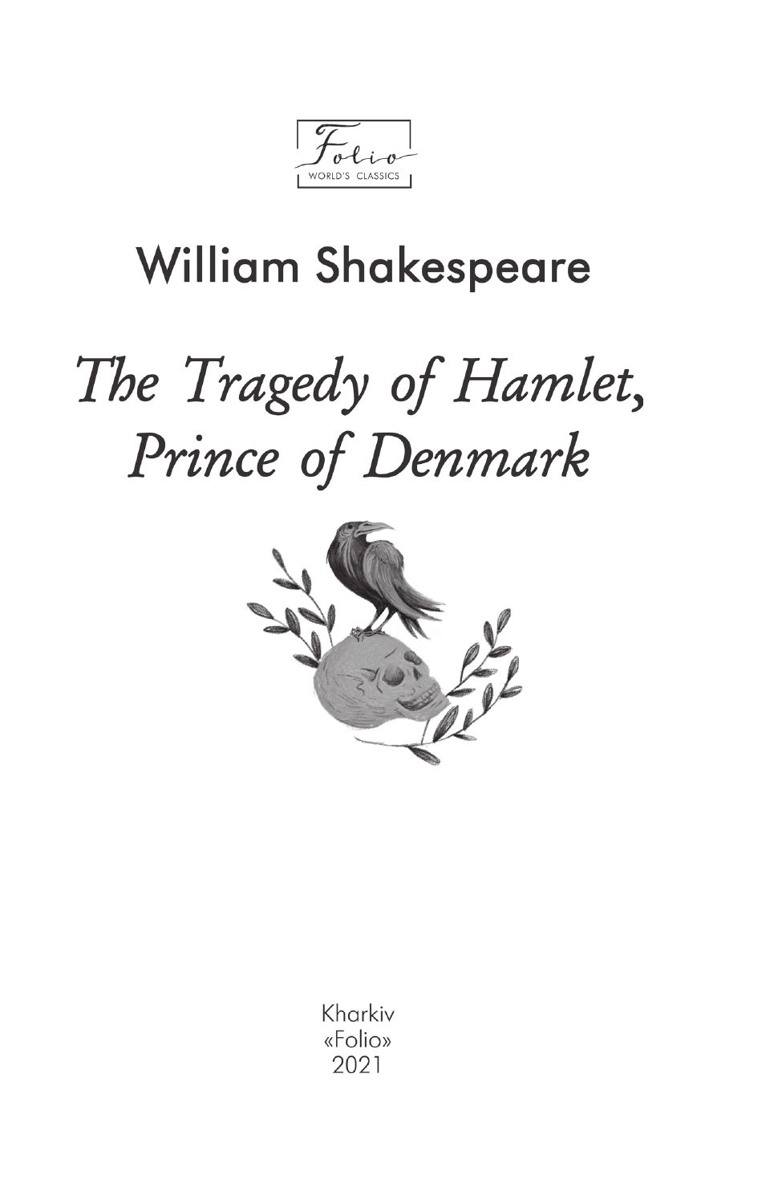Folio

WORLD'S CLASSICS

## William Shakespeare

# *The Tragedy of Hamlet, Prince of Denmark*

Kharkiv
«Folio»
2021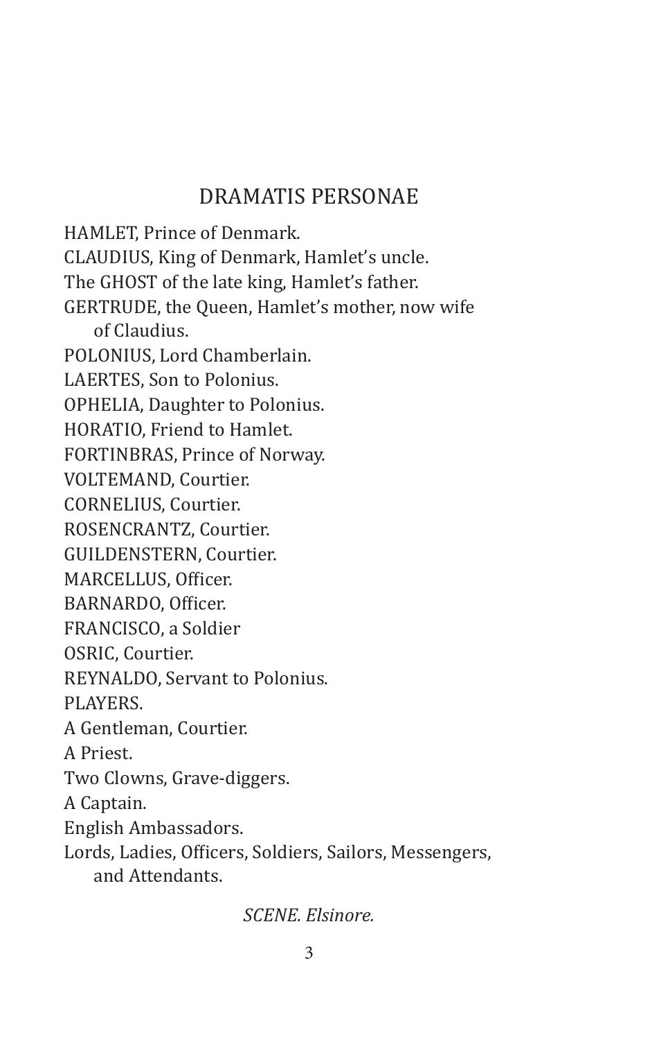## DRAMATIS PERSONAE

HAMLET, Prince of Denmark.
CLAUDIUS, King of Denmark, Hamlet's uncle.
The GHOST of the late king, Hamlet's father.
GERTRUDE, the Queen, Hamlet's mother, now wife of Claudius.
POLONIUS, Lord Chamberlain.
LAERTES, Son to Polonius.
OPHELIA, Daughter to Polonius.
HORATIO, Friend to Hamlet.
FORTINBRAS, Prince of Norway.
VOLTEMAND, Courtier.
CORNELIUS, Courtier.
ROSENCRANTZ, Courtier.
GUILDENSTERN, Courtier.
MARCELLUS, Officer.
BARNARDO, Officer.
FRANCISCO, a Soldier
OSRIC, Courtier.
REYNALDO, Servant to Polonius.
PLAYERS.
A Gentleman, Courtier.
A Priest.
Two Clowns, Grave-diggers.
A Captain.
English Ambassadors.
Lords, Ladies, Officers, Soldiers, Sailors, Messengers, and Attendants.

*SCENE. Elsinore.*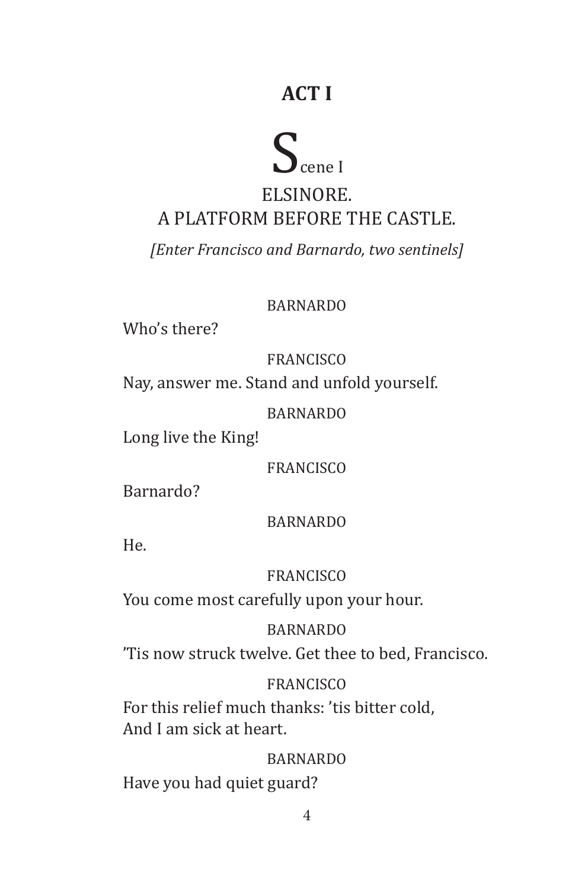# ACT I

## Scene I

### ELSINORE.
### A PLATFORM BEFORE THE CASTLE.

*[Enter Francisco and Barnardo, two sentinels]*

BARNARDO

Who's there?

FRANCISCO

Nay, answer me. Stand and unfold yourself.

BARNARDO

Long live the King!

FRANCISCO

Barnardo?

BARNARDO

He.

FRANCISCO

You come most carefully upon your hour.

BARNARDO

'Tis now struck twelve. Get thee to bed, Francisco.

FRANCISCO

For this relief much thanks: 'tis bitter cold,
And I am sick at heart.

BARNARDO

Have you had quiet guard?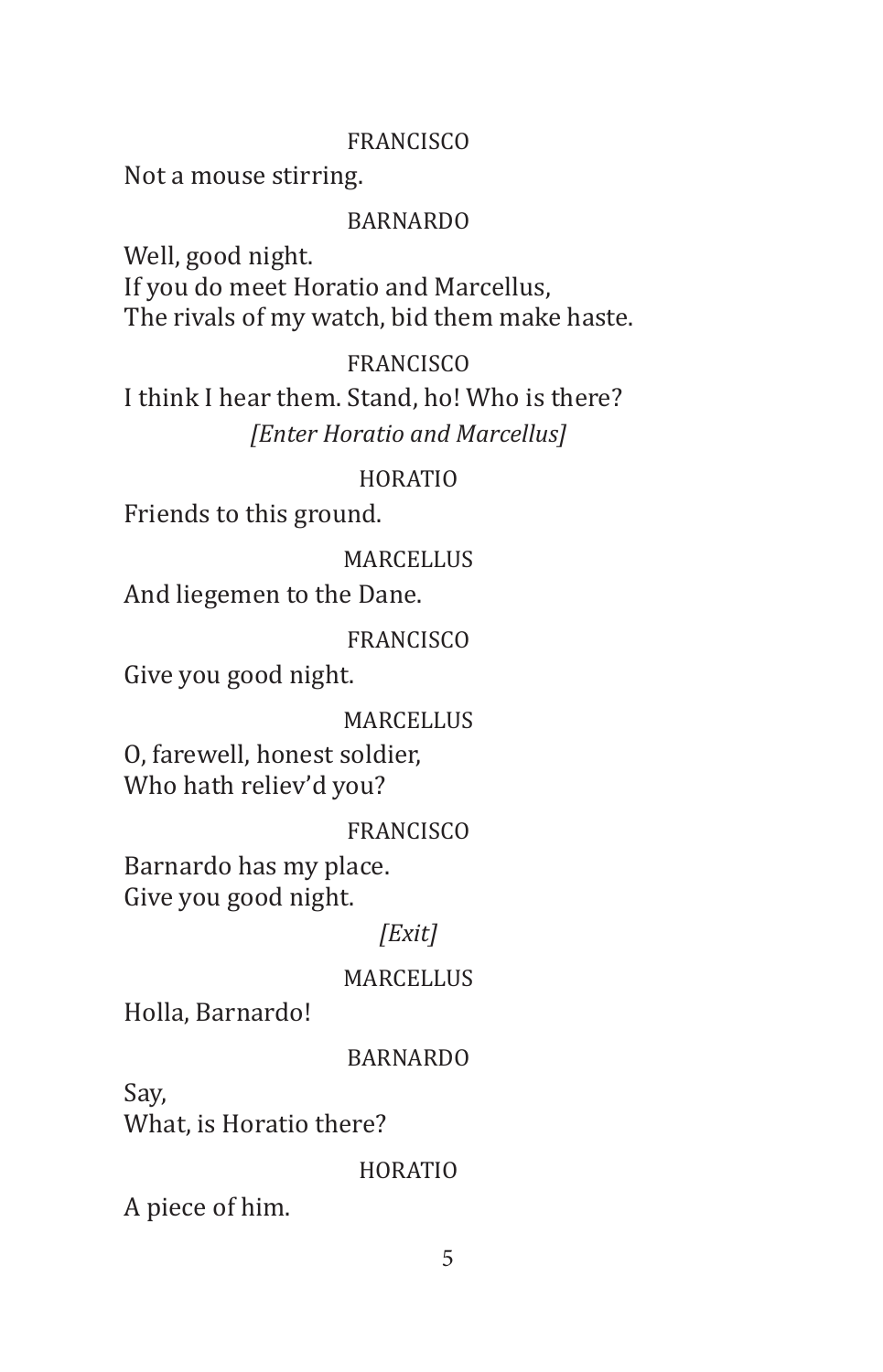FRANCISCO

Not a mouse stirring.

BARNARDO

Well, good night.  
If you do meet Horatio and Marcellus,  
The rivals of my watch, bid them make haste.

FRANCISCO

I think I hear them. Stand, ho! Who is there?

*[Enter Horatio and Marcellus]*

HORATIO

Friends to this ground.

MARCELLUS

And liegemen to the Dane.

FRANCISCO

Give you good night.

MARCELLUS

O, farewell, honest soldier,  
Who hath reliev'd you?

FRANCISCO

Barnardo has my place.  
Give you good night.

*[Exit]*

MARCELLUS

Holla, Barnardo!

BARNARDO

Say,  
What, is Horatio there?

HORATIO

A piece of him.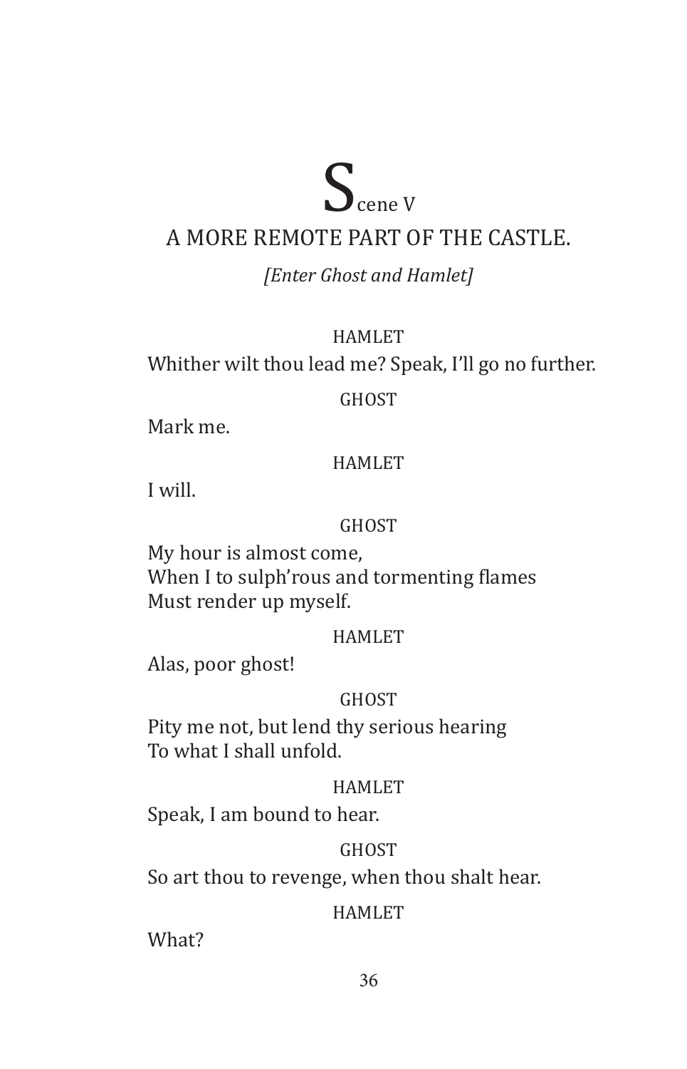# Scene V

## A MORE REMOTE PART OF THE CASTLE.

*[Enter Ghost and Hamlet]*

HAMLET

Whither wilt thou lead me? Speak, I'll go no further.

GHOST

Mark me.

HAMLET

I will.

GHOST

My hour is almost come,  
When I to sulph'rous and tormenting flames  
Must render up myself.

HAMLET

Alas, poor ghost!

GHOST

Pity me not, but lend thy serious hearing  
To what I shall unfold.

HAMLET

Speak, I am bound to hear.

GHOST

So art thou to revenge, when thou shalt hear.

HAMLET

What?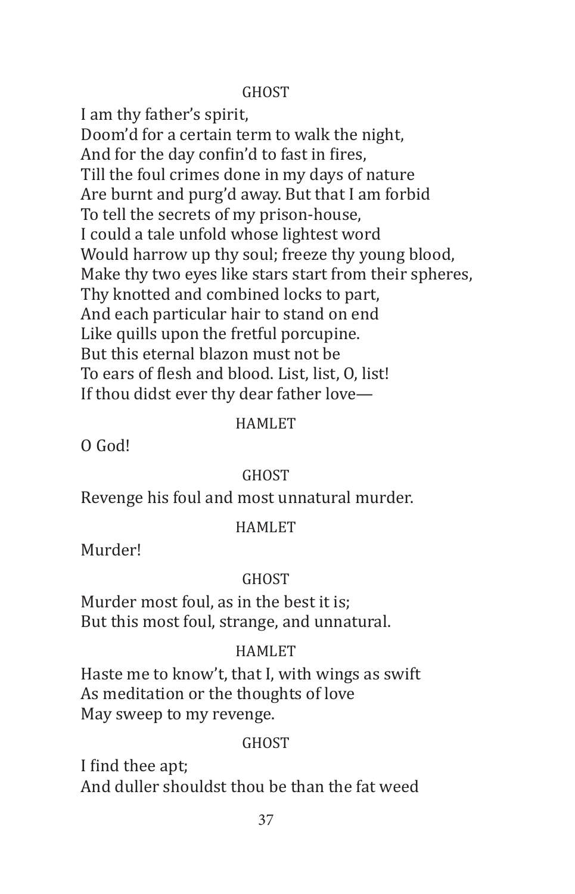GHOST

I am thy father's spirit,  
Doom'd for a certain term to walk the night,  
And for the day confin'd to fast in fires,  
Till the foul crimes done in my days of nature  
Are burnt and purg'd away. But that I am forbid  
To tell the secrets of my prison-house,  
I could a tale unfold whose lightest word  
Would harrow up thy soul; freeze thy young blood,  
Make thy two eyes like stars start from their spheres,  
Thy knotted and combined locks to part,  
And each particular hair to stand on end  
Like quills upon the fretful porcupine.  
But this eternal blazon must not be  
To ears of flesh and blood. List, list, O, list!  
If thou didst ever thy dear father love—

HAMLET

O God!

GHOST

Revenge his foul and most unnatural murder.

HAMLET

Murder!

GHOST

Murder most foul, as in the best it is;  
But this most foul, strange, and unnatural.

HAMLET

Haste me to know't, that I, with wings as swift  
As meditation or the thoughts of love  
May sweep to my revenge.

GHOST

I find thee apt;  
And duller shouldst thou be than the fat weed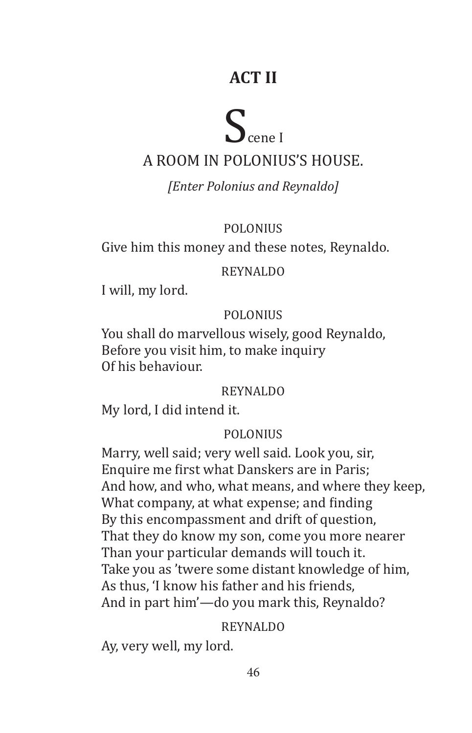# ACT II

## Scene I

### A ROOM IN POLONIUS'S HOUSE.

*[Enter Polonius and Reynaldo]*

POLONIUS

Give him this money and these notes, Reynaldo.

REYNALDO

I will, my lord.

POLONIUS

You shall do marvellous wisely, good Reynaldo,
Before you visit him, to make inquiry
Of his behaviour.

REYNALDO

My lord, I did intend it.

POLONIUS

Marry, well said; very well said. Look you, sir,
Enquire me first what Danskers are in Paris;
And how, and who, what means, and where they keep,
What company, at what expense; and finding
By this encompassment and drift of question,
That they do know my son, come you more nearer
Than your particular demands will touch it.
Take you as 'twere some distant knowledge of him,
As thus, 'I know his father and his friends,
And in part him'—do you mark this, Reynaldo?

REYNALDO

Ay, very well, my lord.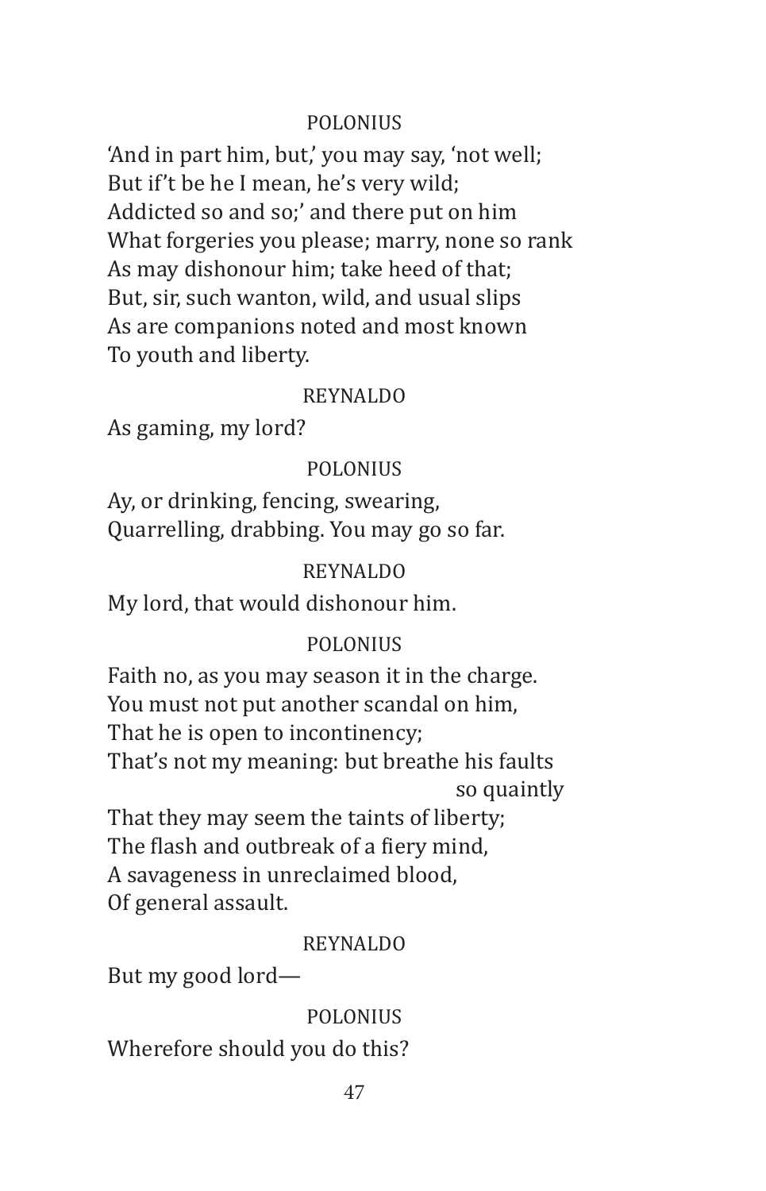POLONIUS

'And in part him, but,' you may say, 'not well;
But if't be he I mean, he's very wild;
Addicted so and so;' and there put on him
What forgeries you please; marry, none so rank
As may dishonour him; take heed of that;
But, sir, such wanton, wild, and usual slips
As are companions noted and most known
To youth and liberty.

REYNALDO

As gaming, my lord?

POLONIUS

Ay, or drinking, fencing, swearing,
Quarrelling, drabbing. You may go so far.

REYNALDO

My lord, that would dishonour him.

POLONIUS

Faith no, as you may season it in the charge.
You must not put another scandal on him,
That he is open to incontinency;
That's not my meaning: but breathe his faults so quaintly
That they may seem the taints of liberty;
The flash and outbreak of a fiery mind,
A savageness in unreclaimed blood,
Of general assault.

REYNALDO

But my good lord—

POLONIUS

Wherefore should you do this?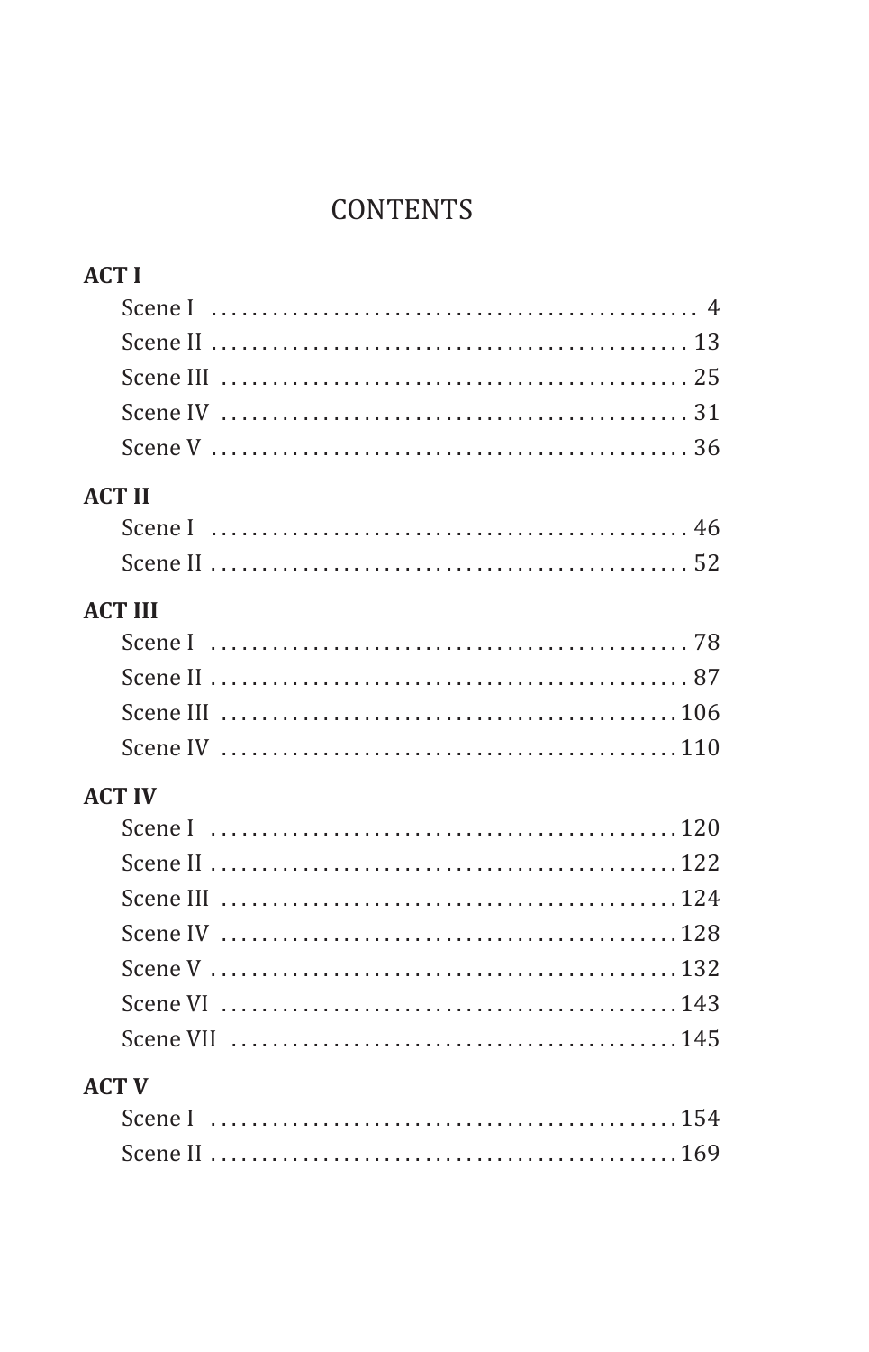# CONTENTS

**ACT I**

Scene I ........................................ 4
Scene II ........................................ 13
Scene III ........................................ 25
Scene IV ........................................ 31
Scene V ........................................ 36

**ACT II**

Scene I ........................................ 46
Scene II ........................................ 52

**ACT III**

Scene I ........................................ 78
Scene II ........................................ 87
Scene III ........................................ 106
Scene IV ........................................ 110

**ACT IV**

Scene I ........................................ 120
Scene II ........................................ 122
Scene III ........................................ 124
Scene IV ........................................ 128
Scene V ........................................ 132
Scene VI ........................................ 143
Scene VII ........................................ 145

**ACT V**

Scene I ........................................ 154
Scene II ........................................ 169